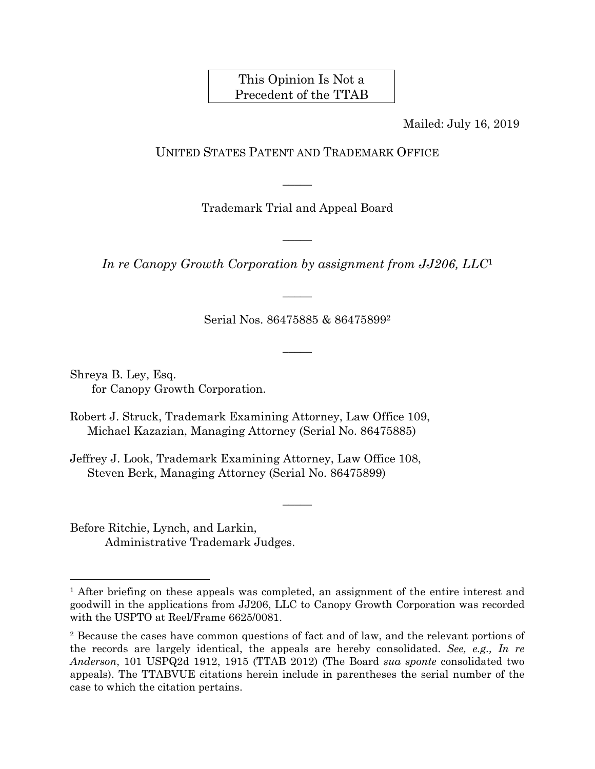This Opinion Is Not a Precedent of the TTAB

Mailed: July 16, 2019

UNITED STATES PATENT AND TRADEMARK OFFICE

—————

Trademark Trial and Appeal Board

—————

*In re Canopy Growth Corporation by assignment from JJ206, LLC*[1]

—————

Serial Nos. 86475885 & 86475899[2]

—————

Shreya B. Ley, Esq.
for Canopy Growth Corporation.

Robert J. Struck, Trademark Examining Attorney, Law Office 109,
Michael Kazazian, Managing Attorney (Serial No. 86475885)

Jeffrey J. Look, Trademark Examining Attorney, Law Office 108,
Steven Berk, Managing Attorney (Serial No. 86475899)

—————

Before Ritchie, Lynch, and Larkin,
Administrative Trademark Judges.

---

[1] After briefing on these appeals was completed, an assignment of the entire interest and goodwill in the applications from JJ206, LLC to Canopy Growth Corporation was recorded with the USPTO at Reel/Frame 6625/0081.

[2] Because the cases have common questions of fact and of law, and the relevant portions of the records are largely identical, the appeals are hereby consolidated. *See, e.g., In re Anderson*, 101 USPQ2d 1912, 1915 (TTAB 2012) (The Board *sua sponte* consolidated two appeals). The TTABVUE citations herein include in parentheses the serial number of the case to which the citation pertains.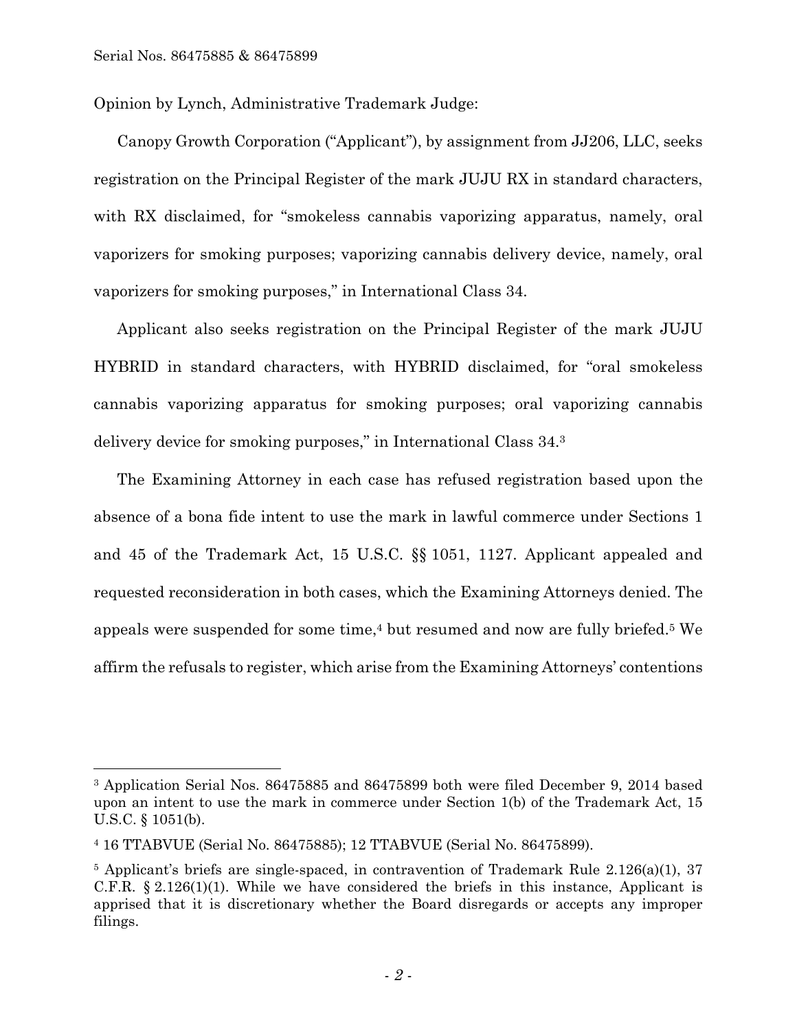Opinion by Lynch, Administrative Trademark Judge:

Canopy Growth Corporation ("Applicant"), by assignment from JJ206, LLC, seeks registration on the Principal Register of the mark JUJU RX in standard characters, with RX disclaimed, for "smokeless cannabis vaporizing apparatus, namely, oral vaporizers for smoking purposes; vaporizing cannabis delivery device, namely, oral vaporizers for smoking purposes," in International Class 34.

Applicant also seeks registration on the Principal Register of the mark JUJU HYBRID in standard characters, with HYBRID disclaimed, for "oral smokeless cannabis vaporizing apparatus for smoking purposes; oral vaporizing cannabis delivery device for smoking purposes," in International Class 34.[3]

The Examining Attorney in each case has refused registration based upon the absence of a bona fide intent to use the mark in lawful commerce under Sections 1 and 45 of the Trademark Act, 15 U.S.C. §§ 1051, 1127. Applicant appealed and requested reconsideration in both cases, which the Examining Attorneys denied. The appeals were suspended for some time,[4] but resumed and now are fully briefed.[5] We affirm the refusals to register, which arise from the Examining Attorneys' contentions

---

[3] Application Serial Nos. 86475885 and 86475899 both were filed December 9, 2014 based upon an intent to use the mark in commerce under Section 1(b) of the Trademark Act, 15 U.S.C. § 1051(b).

[4] 16 TTABVUE (Serial No. 86475885); 12 TTABVUE (Serial No. 86475899).

[5] Applicant's briefs are single-spaced, in contravention of Trademark Rule 2.126(a)(1), 37 C.F.R. § 2.126(1)(1). While we have considered the briefs in this instance, Applicant is apprised that it is discretionary whether the Board disregards or accepts any improper filings.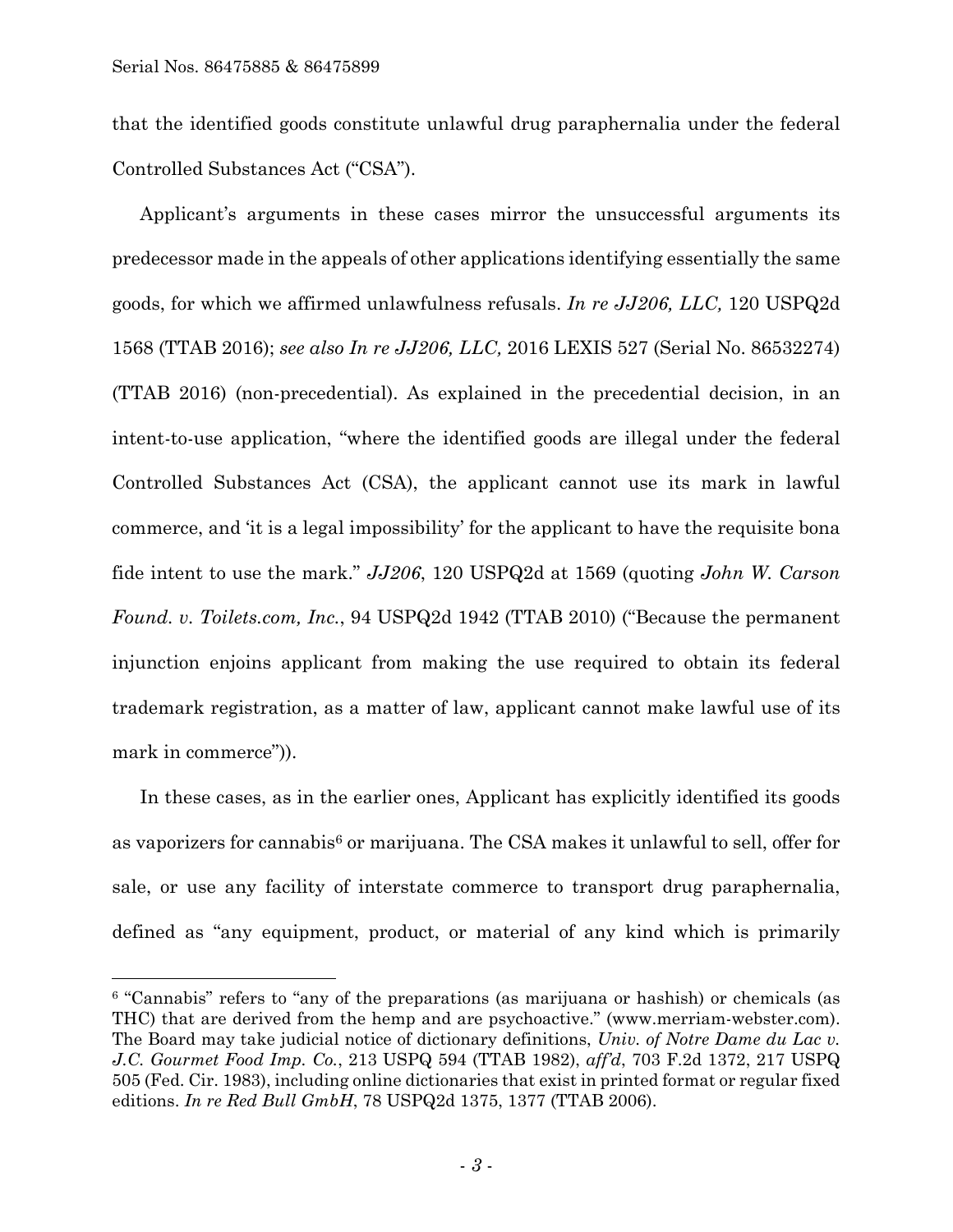that the identified goods constitute unlawful drug paraphernalia under the federal Controlled Substances Act ("CSA").

Applicant's arguments in these cases mirror the unsuccessful arguments its predecessor made in the appeals of other applications identifying essentially the same goods, for which we affirmed unlawfulness refusals. *In re JJ206, LLC,* 120 USPQ2d 1568 (TTAB 2016); *see also In re JJ206, LLC,* 2016 LEXIS 527 (Serial No. 86532274) (TTAB 2016) (non-precedential). As explained in the precedential decision, in an intent-to-use application, "where the identified goods are illegal under the federal Controlled Substances Act (CSA), the applicant cannot use its mark in lawful commerce, and 'it is a legal impossibility' for the applicant to have the requisite bona fide intent to use the mark." *JJ206*, 120 USPQ2d at 1569 (quoting *John W. Carson Found. v. Toilets.com, Inc.*, 94 USPQ2d 1942 (TTAB 2010) ("Because the permanent injunction enjoins applicant from making the use required to obtain its federal trademark registration, as a matter of law, applicant cannot make lawful use of its mark in commerce")).

In these cases, as in the earlier ones, Applicant has explicitly identified its goods as vaporizers for cannabis[6] or marijuana. The CSA makes it unlawful to sell, offer for sale, or use any facility of interstate commerce to transport drug paraphernalia, defined as "any equipment, product, or material of any kind which is primarily

---

[6] "Cannabis" refers to "any of the preparations (as marijuana or hashish) or chemicals (as THC) that are derived from the hemp and are psychoactive." (www.merriam-webster.com). The Board may take judicial notice of dictionary definitions, *Univ. of Notre Dame du Lac v. J.C. Gourmet Food Imp. Co.*, 213 USPQ 594 (TTAB 1982), *aff'd*, 703 F.2d 1372, 217 USPQ 505 (Fed. Cir. 1983), including online dictionaries that exist in printed format or regular fixed editions. *In re Red Bull GmbH*, 78 USPQ2d 1375, 1377 (TTAB 2006).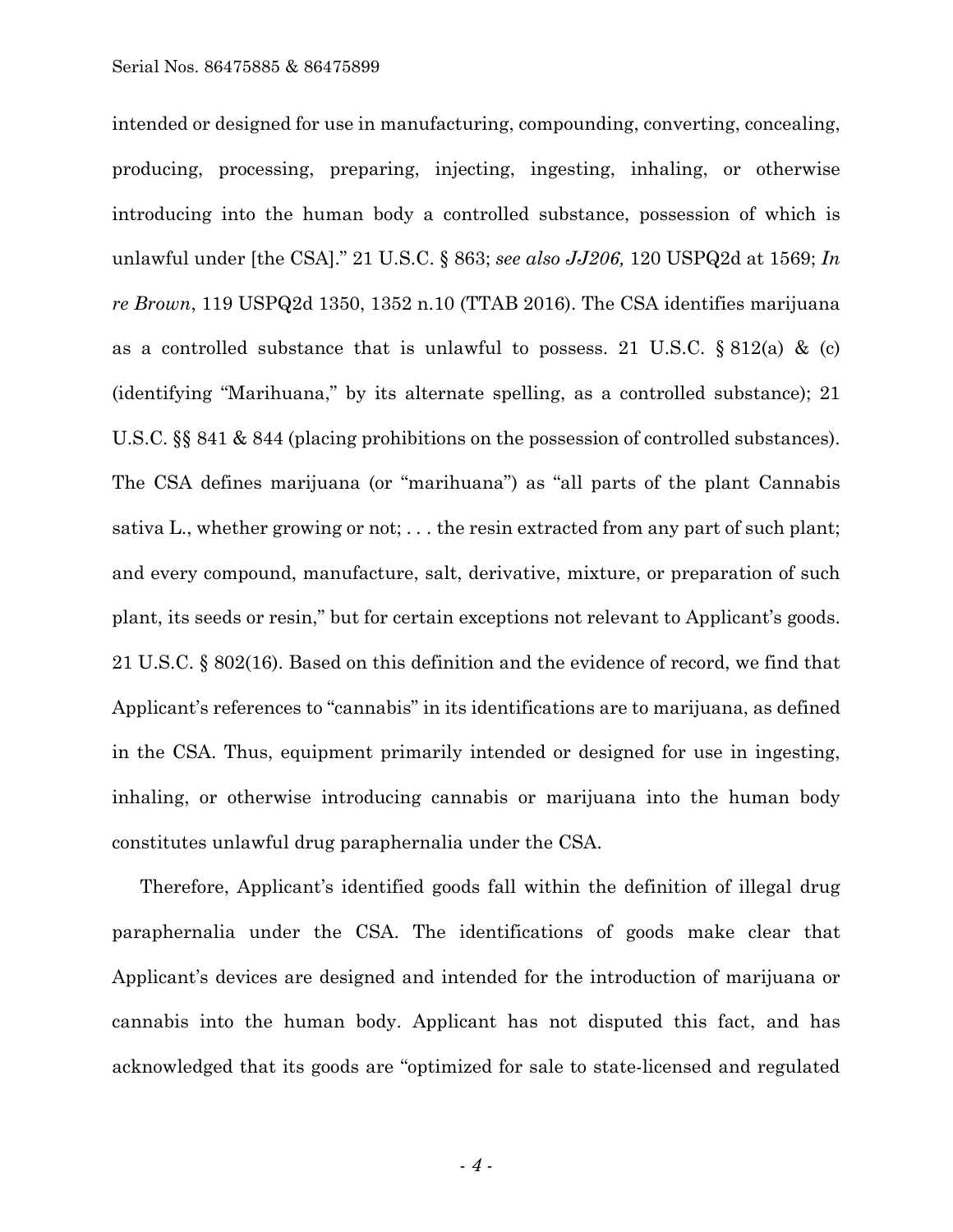intended or designed for use in manufacturing, compounding, converting, concealing, producing, processing, preparing, injecting, ingesting, inhaling, or otherwise introducing into the human body a controlled substance, possession of which is unlawful under [the CSA]." 21 U.S.C. § 863; *see also JJ206,* 120 USPQ2d at 1569; *In re Brown*, 119 USPQ2d 1350, 1352 n.10 (TTAB 2016). The CSA identifies marijuana as a controlled substance that is unlawful to possess. 21 U.S.C. § 812(a) & (c) (identifying "Marihuana," by its alternate spelling, as a controlled substance); 21 U.S.C. §§ 841 & 844 (placing prohibitions on the possession of controlled substances). The CSA defines marijuana (or "marihuana") as "all parts of the plant Cannabis sativa L., whether growing or not; . . . the resin extracted from any part of such plant; and every compound, manufacture, salt, derivative, mixture, or preparation of such plant, its seeds or resin," but for certain exceptions not relevant to Applicant's goods. 21 U.S.C. § 802(16). Based on this definition and the evidence of record, we find that Applicant's references to "cannabis" in its identifications are to marijuana, as defined in the CSA. Thus, equipment primarily intended or designed for use in ingesting, inhaling, or otherwise introducing cannabis or marijuana into the human body constitutes unlawful drug paraphernalia under the CSA.

Therefore, Applicant's identified goods fall within the definition of illegal drug paraphernalia under the CSA. The identifications of goods make clear that Applicant's devices are designed and intended for the introduction of marijuana or cannabis into the human body. Applicant has not disputed this fact, and has acknowledged that its goods are "optimized for sale to state-licensed and regulated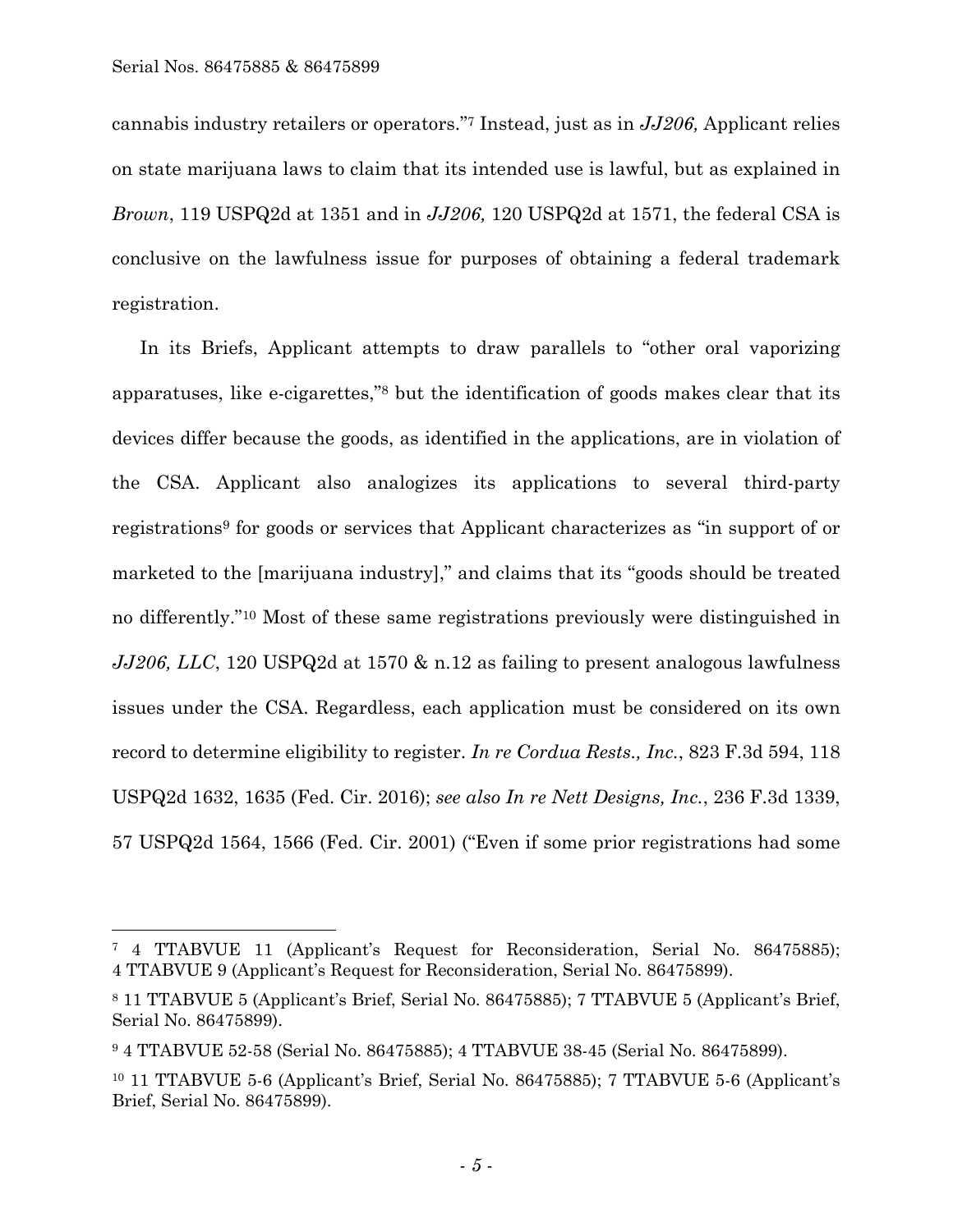cannabis industry retailers or operators."[7] Instead, just as in *JJ206,* Applicant relies on state marijuana laws to claim that its intended use is lawful, but as explained in *Brown*, 119 USPQ2d at 1351 and in *JJ206,* 120 USPQ2d at 1571, the federal CSA is conclusive on the lawfulness issue for purposes of obtaining a federal trademark registration.

In its Briefs, Applicant attempts to draw parallels to "other oral vaporizing apparatuses, like e-cigarettes,"[8] but the identification of goods makes clear that its devices differ because the goods, as identified in the applications, are in violation of the CSA. Applicant also analogizes its applications to several third-party registrations[9] for goods or services that Applicant characterizes as "in support of or marketed to the [marijuana industry]," and claims that its "goods should be treated no differently."[10] Most of these same registrations previously were distinguished in *JJ206, LLC*, 120 USPQ2d at 1570 & n.12 as failing to present analogous lawfulness issues under the CSA. Regardless, each application must be considered on its own record to determine eligibility to register. *In re Cordua Rests., Inc.*, 823 F.3d 594, 118 USPQ2d 1632, 1635 (Fed. Cir. 2016); *see also In re Nett Designs, Inc.*, 236 F.3d 1339, 57 USPQ2d 1564, 1566 (Fed. Cir. 2001) ("Even if some prior registrations had some

---

[7] 4 TTABVUE 11 (Applicant's Request for Reconsideration, Serial No. 86475885); 4 TTABVUE 9 (Applicant's Request for Reconsideration, Serial No. 86475899).

[8] 11 TTABVUE 5 (Applicant's Brief, Serial No. 86475885); 7 TTABVUE 5 (Applicant's Brief, Serial No. 86475899).

[9] 4 TTABVUE 52-58 (Serial No. 86475885); 4 TTABVUE 38-45 (Serial No. 86475899).

[10] 11 TTABVUE 5-6 (Applicant's Brief, Serial No. 86475885); 7 TTABVUE 5-6 (Applicant's Brief, Serial No. 86475899).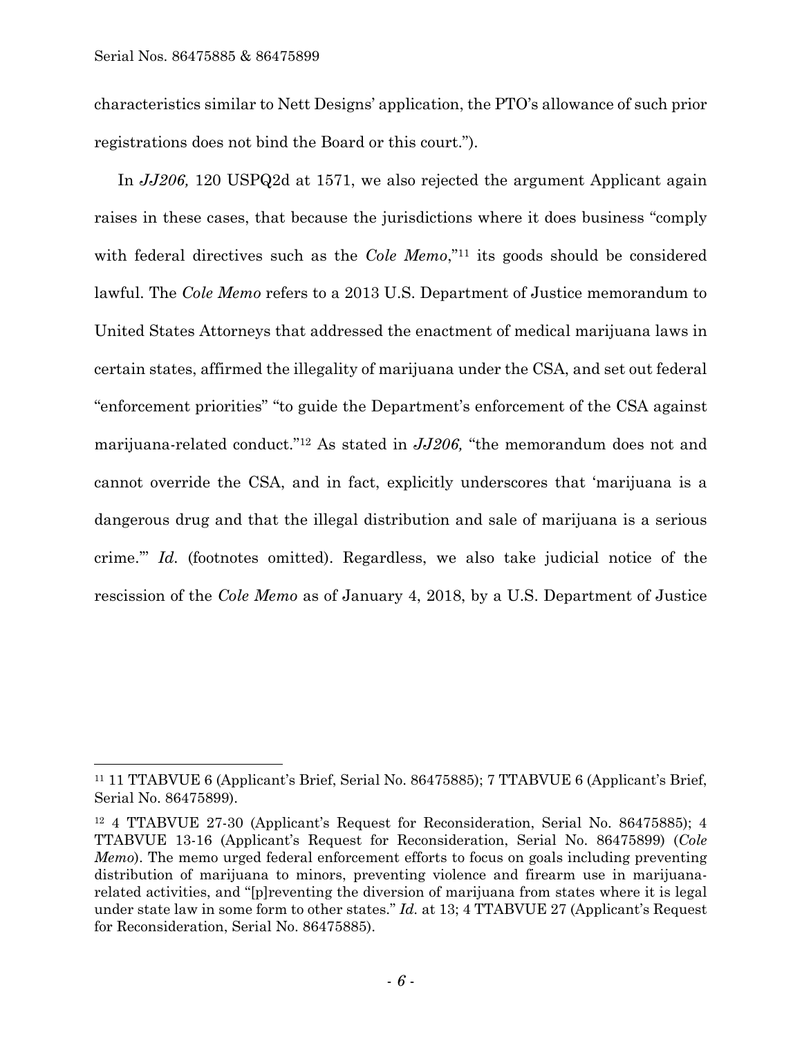characteristics similar to Nett Designs' application, the PTO's allowance of such prior registrations does not bind the Board or this court.").

In *JJ206,* 120 USPQ2d at 1571, we also rejected the argument Applicant again raises in these cases, that because the jurisdictions where it does business "comply with federal directives such as the *Cole Memo*,"[11] its goods should be considered lawful. The *Cole Memo* refers to a 2013 U.S. Department of Justice memorandum to United States Attorneys that addressed the enactment of medical marijuana laws in certain states, affirmed the illegality of marijuana under the CSA, and set out federal "enforcement priorities" "to guide the Department's enforcement of the CSA against marijuana-related conduct."[12] As stated in *JJ206,* "the memorandum does not and cannot override the CSA, and in fact, explicitly underscores that 'marijuana is a dangerous drug and that the illegal distribution and sale of marijuana is a serious crime.'" *Id.* (footnotes omitted). Regardless, we also take judicial notice of the rescission of the *Cole Memo* as of January 4, 2018, by a U.S. Department of Justice

---

[11] 11 TTABVUE 6 (Applicant's Brief, Serial No. 86475885); 7 TTABVUE 6 (Applicant's Brief, Serial No. 86475899).

[12] 4 TTABVUE 27-30 (Applicant's Request for Reconsideration, Serial No. 86475885); 4 TTABVUE 13-16 (Applicant's Request for Reconsideration, Serial No. 86475899) (*Cole Memo*). The memo urged federal enforcement efforts to focus on goals including preventing distribution of marijuana to minors, preventing violence and firearm use in marijuana-related activities, and "[p]reventing the diversion of marijuana from states where it is legal under state law in some form to other states." *Id.* at 13; 4 TTABVUE 27 (Applicant's Request for Reconsideration, Serial No. 86475885).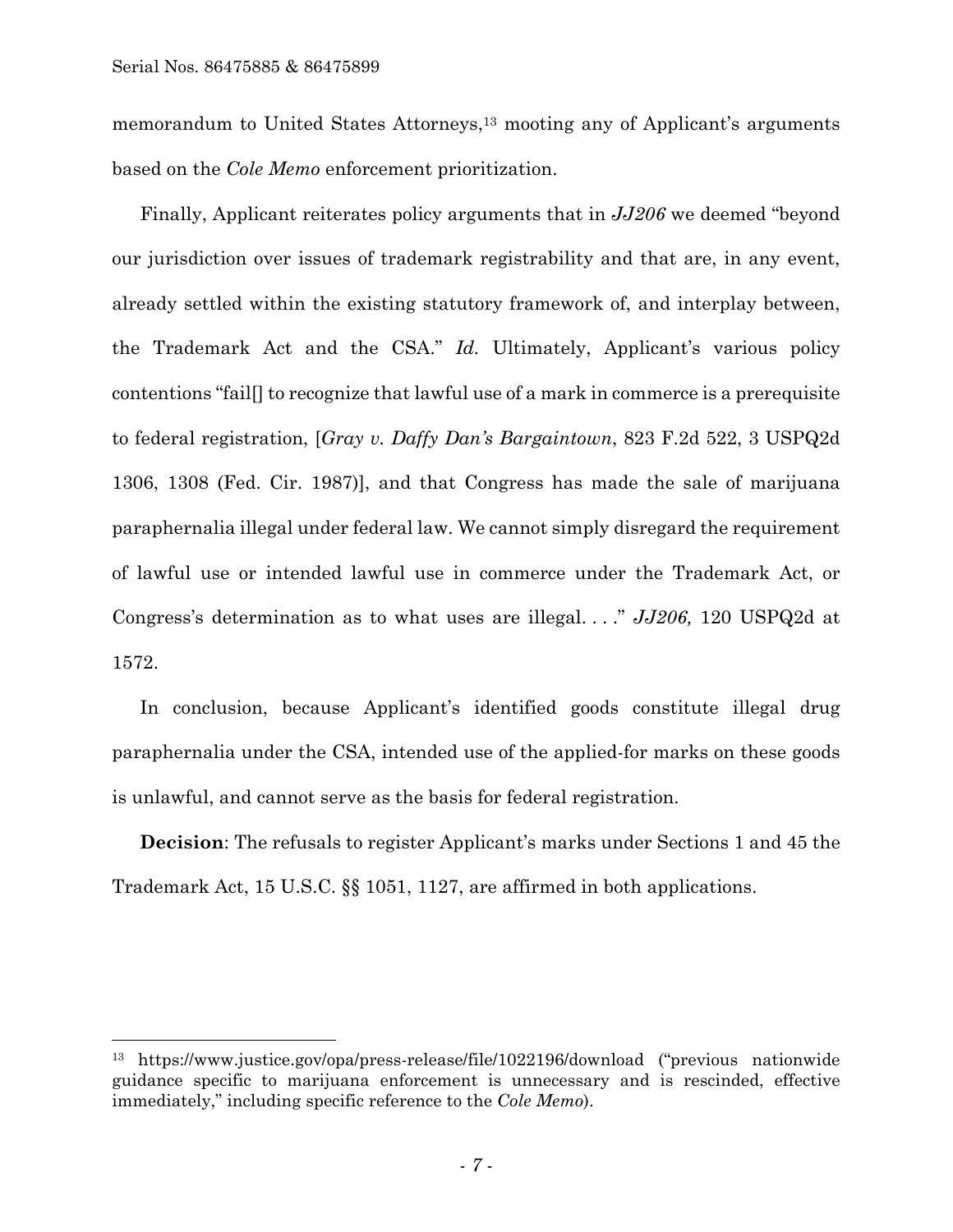memorandum to United States Attorneys,[13] mooting any of Applicant's arguments based on the *Cole Memo* enforcement prioritization.

Finally, Applicant reiterates policy arguments that in *JJ206* we deemed "beyond our jurisdiction over issues of trademark registrability and that are, in any event, already settled within the existing statutory framework of, and interplay between, the Trademark Act and the CSA." *Id.* Ultimately, Applicant's various policy contentions "fail[] to recognize that lawful use of a mark in commerce is a prerequisite to federal registration, [*Gray v. Daffy Dan's Bargaintown*, 823 F.2d 522, 3 USPQ2d 1306, 1308 (Fed. Cir. 1987)], and that Congress has made the sale of marijuana paraphernalia illegal under federal law. We cannot simply disregard the requirement of lawful use or intended lawful use in commerce under the Trademark Act, or Congress's determination as to what uses are illegal. . . ." *JJ206,* 120 USPQ2d at 1572.

In conclusion, because Applicant's identified goods constitute illegal drug paraphernalia under the CSA, intended use of the applied-for marks on these goods is unlawful, and cannot serve as the basis for federal registration.

**Decision**: The refusals to register Applicant's marks under Sections 1 and 45 the Trademark Act, 15 U.S.C. §§ 1051, 1127, are affirmed in both applications.

---

[13] https://www.justice.gov/opa/press-release/file/1022196/download ("previous nationwide guidance specific to marijuana enforcement is unnecessary and is rescinded, effective immediately," including specific reference to the *Cole Memo*).